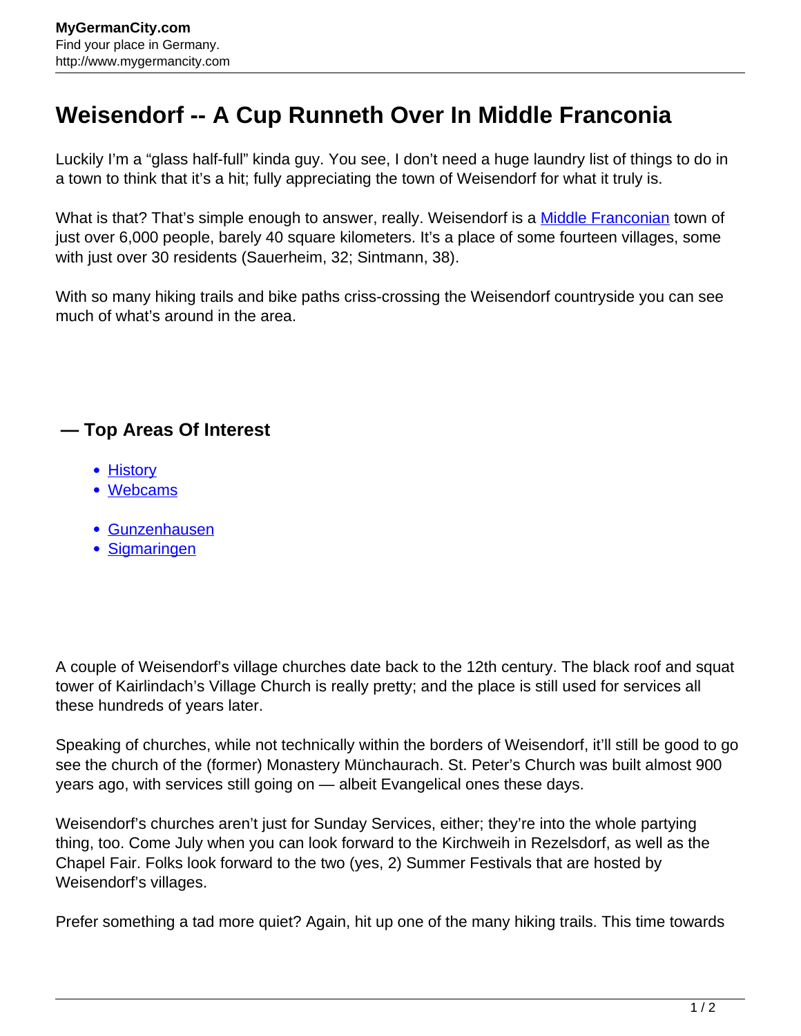# Weisendorf -- A Cup Runneth Over In Middle Franconia

Luckily I'm a "glass half-full" kinda guy. You see, I don't need a huge laundry list of things to do in a town to think that it's a hit; fully appreciating the town of Weisendorf for what it truly is.

What is that? That's simple enough to answer, really. Weisendorf is a [Middle Franconian](#) town of just over 6,000 people, barely 40 square kilometers. It's a place of some fourteen villages, some with just over 30 residents (Sauerheim, 32; Sintmann, 38).

With so many hiking trails and bike paths criss-crossing the Weisendorf countryside you can see much of what's around in the area.

## — Top Areas Of Interest

- [History](#)
- [Webcams](#)

- [Gunzenhausen](#)
- [Sigmaringen](#)

A couple of Weisendorf's village churches date back to the 12th century. The black roof and squat tower of Kairlindach's Village Church is really pretty; and the place is still used for services all these hundreds of years later.

Speaking of churches, while not technically within the borders of Weisendorf, it'll still be good to go see the church of the (former) Monastery Münchaurach. St. Peter's Church was built almost 900 years ago, with services still going on — albeit Evangelical ones these days.

Weisendorf's churches aren't just for Sunday Services, either; they're into the whole partying thing, too. Come July when you can look forward to the Kirchweih in Rezelsdorf, as well as the Chapel Fair. Folks look forward to the two (yes, 2) Summer Festivals that are hosted by Weisendorf's villages.

Prefer something a tad more quiet? Again, hit up one of the many hiking trails. This time towards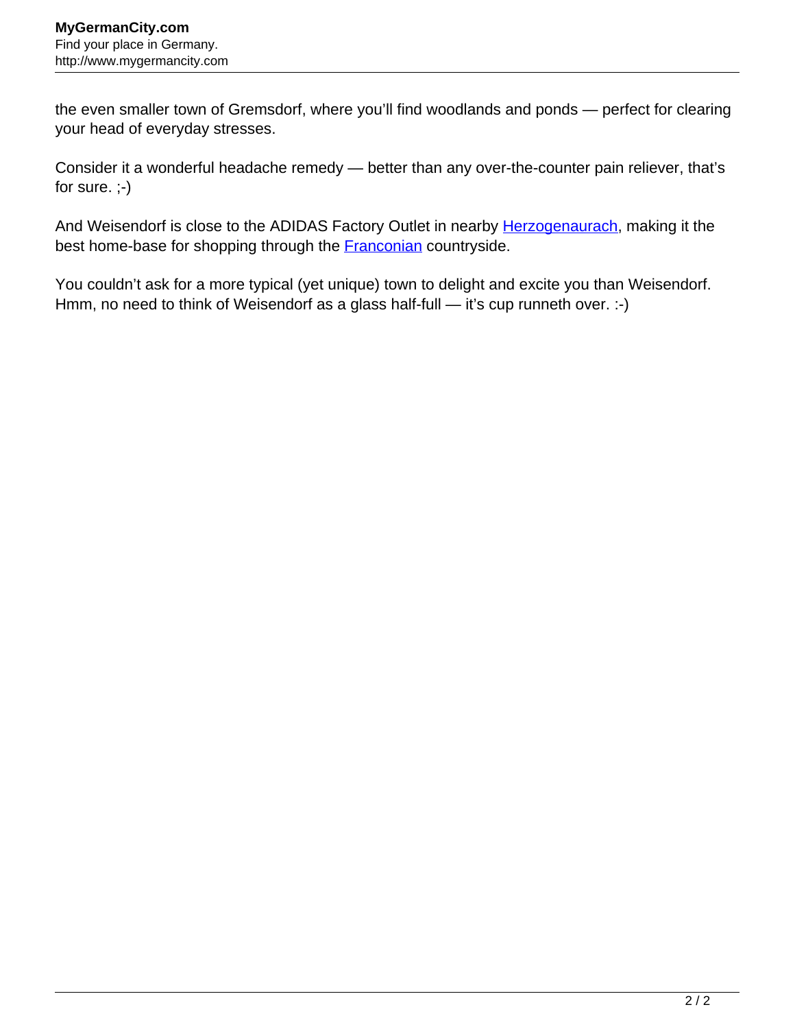the even smaller town of Gremsdorf, where you'll find woodlands and ponds — perfect for clearing your head of everyday stresses.

Consider it a wonderful headache remedy — better than any over-the-counter pain reliever, that's for sure. ;-)

And Weisendorf is close to the ADIDAS Factory Outlet in nearby Herzogenaurach, making it the best home-base for shopping through the Franconian countryside.

You couldn't ask for a more typical (yet unique) town to delight and excite you than Weisendorf. Hmm, no need to think of Weisendorf as a glass half-full — it's cup runneth over. :-)